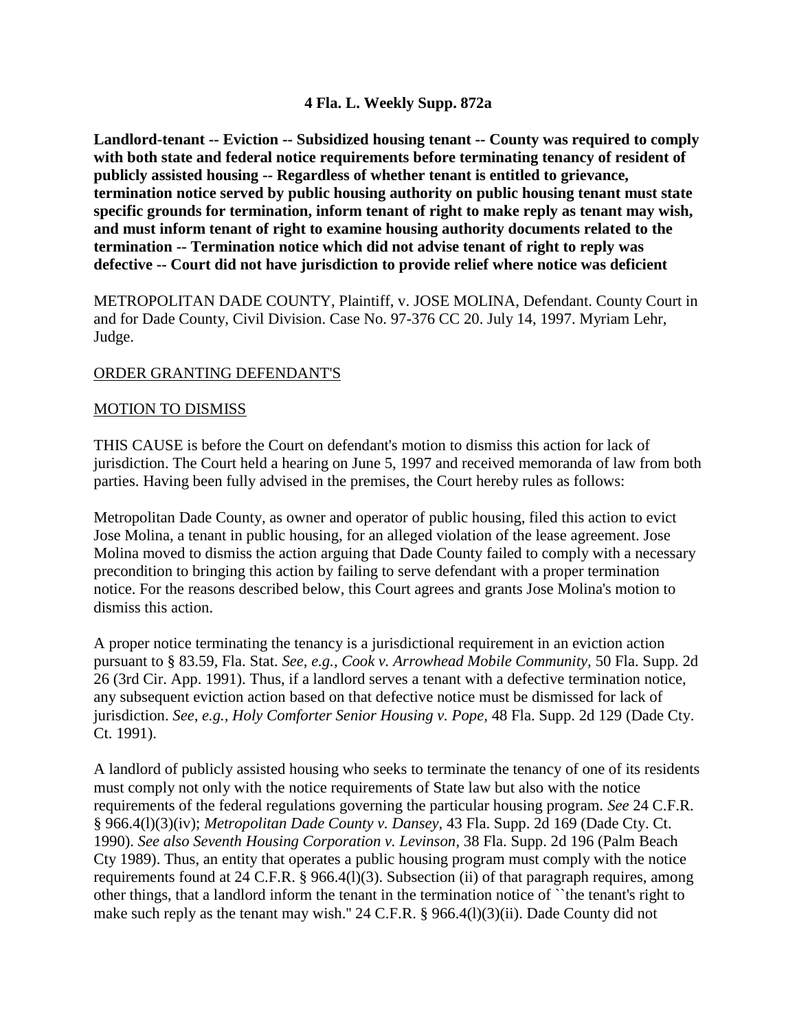**4 Fla. L. Weekly Supp. 872a**

**Landlord-tenant -- Eviction -- Subsidized housing tenant -- County was required to comply with both state and federal notice requirements before terminating tenancy of resident of publicly assisted housing -- Regardless of whether tenant is entitled to grievance, termination notice served by public housing authority on public housing tenant must state specific grounds for termination, inform tenant of right to make reply as tenant may wish, and must inform tenant of right to examine housing authority documents related to the termination -- Termination notice which did not advise tenant of right to reply was defective -- Court did not have jurisdiction to provide relief where notice was deficient**

METROPOLITAN DADE COUNTY, Plaintiff, v. JOSE MOLINA, Defendant. County Court in and for Dade County, Civil Division. Case No. 97-376 CC 20. July 14, 1997. Myriam Lehr, Judge.

ORDER GRANTING DEFENDANT'S

MOTION TO DISMISS

THIS CAUSE is before the Court on defendant's motion to dismiss this action for lack of jurisdiction. The Court held a hearing on June 5, 1997 and received memoranda of law from both parties. Having been fully advised in the premises, the Court hereby rules as follows:

Metropolitan Dade County, as owner and operator of public housing, filed this action to evict Jose Molina, a tenant in public housing, for an alleged violation of the lease agreement. Jose Molina moved to dismiss the action arguing that Dade County failed to comply with a necessary precondition to bringing this action by failing to serve defendant with a proper termination notice. For the reasons described below, this Court agrees and grants Jose Molina's motion to dismiss this action.

A proper notice terminating the tenancy is a jurisdictional requirement in an eviction action pursuant to § 83.59, Fla. Stat. *See, e.g., Cook v. Arrowhead Mobile Community,* 50 Fla. Supp. 2d 26 (3rd Cir. App. 1991). Thus, if a landlord serves a tenant with a defective termination notice, any subsequent eviction action based on that defective notice must be dismissed for lack of jurisdiction. *See*, *e.g.*, *Holy Comforter Senior Housing v. Pope*, 48 Fla. Supp. 2d 129 (Dade Cty. Ct. 1991).

A landlord of publicly assisted housing who seeks to terminate the tenancy of one of its residents must comply not only with the notice requirements of State law but also with the notice requirements of the federal regulations governing the particular housing program. *See* 24 C.F.R. § 966.4(l)(3)(iv); *Metropolitan Dade County v. Dansey*, 43 Fla. Supp. 2d 169 (Dade Cty. Ct. 1990). *See also Seventh Housing Corporation v. Levinson*, 38 Fla. Supp. 2d 196 (Palm Beach Cty 1989). Thus, an entity that operates a public housing program must comply with the notice requirements found at 24 C.F.R. § 966.4(l)(3). Subsection (ii) of that paragraph requires, among other things, that a landlord inform the tenant in the termination notice of ``the tenant's right to make such reply as the tenant may wish." 24 C.F.R. § 966.4(l)(3)(ii). Dade County did not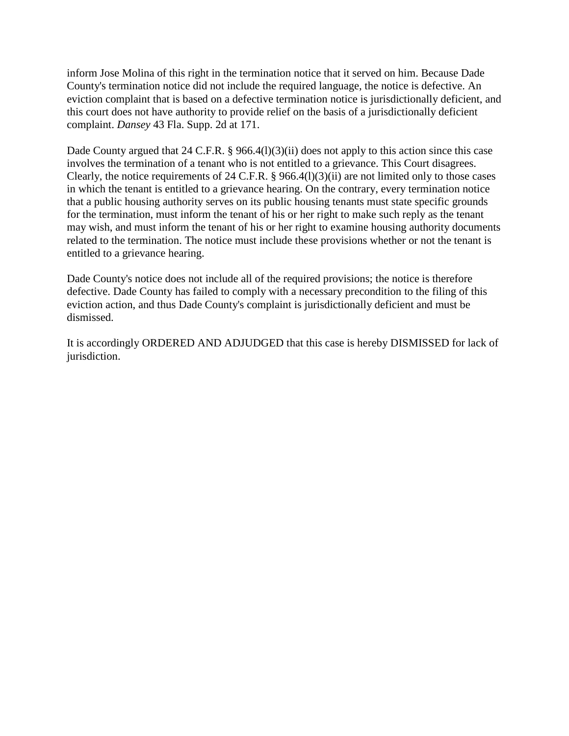inform Jose Molina of this right in the termination notice that it served on him. Because Dade County's termination notice did not include the required language, the notice is defective. An eviction complaint that is based on a defective termination notice is jurisdictionally deficient, and this court does not have authority to provide relief on the basis of a jurisdictionally deficient complaint. *Dansey* 43 Fla. Supp. 2d at 171.

Dade County argued that 24 C.F.R. § 966.4(l)(3)(ii) does not apply to this action since this case involves the termination of a tenant who is not entitled to a grievance. This Court disagrees. Clearly, the notice requirements of 24 C.F.R. § 966.4(l)(3)(ii) are not limited only to those cases in which the tenant is entitled to a grievance hearing. On the contrary, every termination notice that a public housing authority serves on its public housing tenants must state specific grounds for the termination, must inform the tenant of his or her right to make such reply as the tenant may wish, and must inform the tenant of his or her right to examine housing authority documents related to the termination. The notice must include these provisions whether or not the tenant is entitled to a grievance hearing.

Dade County's notice does not include all of the required provisions; the notice is therefore defective. Dade County has failed to comply with a necessary precondition to the filing of this eviction action, and thus Dade County's complaint is jurisdictionally deficient and must be dismissed.

It is accordingly ORDERED AND ADJUDGED that this case is hereby DISMISSED for lack of jurisdiction.